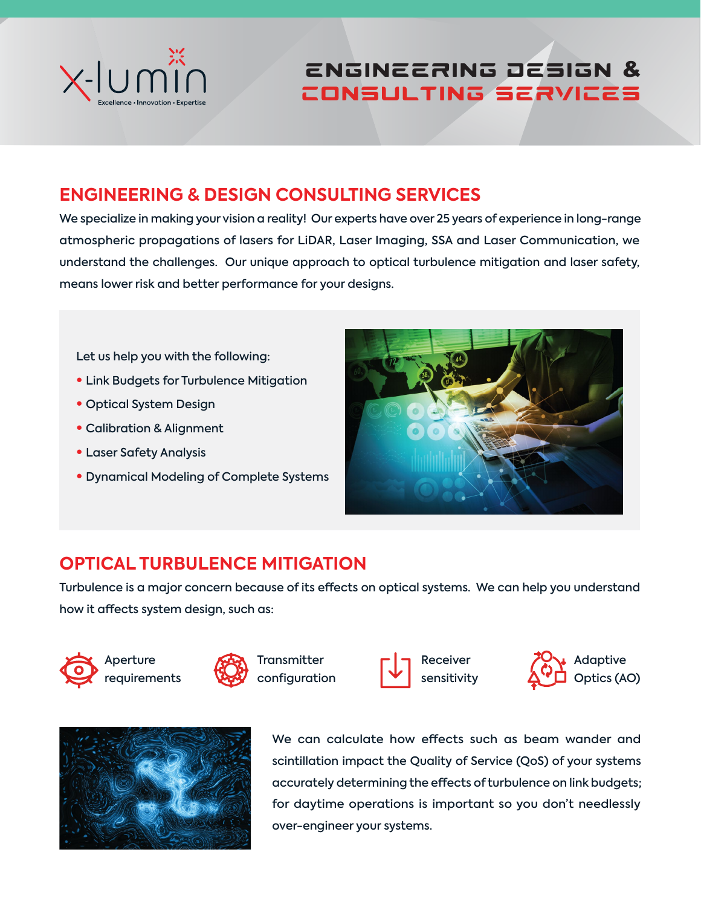x-lumin

Excellence • Innovation • Expertise

# ENGINEERING DESIGN & CONSULTING SERVICES

## ENGINEERING & DESIGN CONSULTING SERVICES

We specialize in making your vision a reality! Our experts have over 25 years of experience in long-range atmospheric propagations of lasers for LiDAR, Laser Imaging, SSA and Laser Communication, we understand the challenges. Our unique approach to optical turbulence mitigation and laser safety, means lower risk and better performance for your designs.

Let us help you with the following:

- Link Budgets for Turbulence Mitigation
- Optical System Design
- Calibration & Alignment
- Laser Safety Analysis
- Dynamical Modeling of Complete Systems

## OPTICAL TURBULENCE MITIGATION

Turbulence is a major concern because of its effects on optical systems. We can help you understand how it affects system design, such as:

- Aperture requirements
- Transmitter configuration
- Receiver sensitivity
- Adaptive Optics (AO)

We can calculate how effects such as beam wander and scintillation impact the Quality of Service (QoS) of your systems accurately determining the effects of turbulence on link budgets; for daytime operations is important so you don't needlessly over-engineer your systems.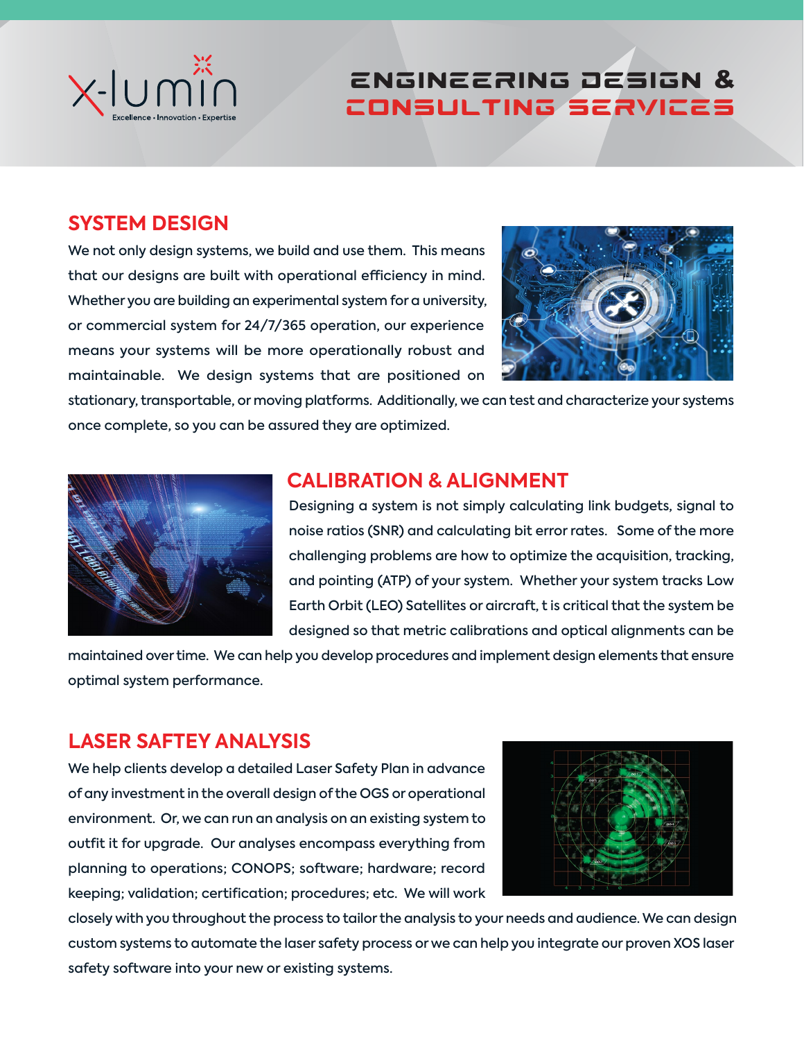# ENGINEERING DESIGN & CONSULTING SERVICES

## SYSTEM DESIGN

We not only design systems, we build and use them. This means that our designs are built with operational efficiency in mind. Whether you are building an experimental system for a university, or commercial system for 24/7/365 operation, our experience means your systems will be more operationally robust and maintainable. We design systems that are positioned on stationary, transportable, or moving platforms. Additionally, we can test and characterize your systems once complete, so you can be assured they are optimized.

## CALIBRATION & ALIGNMENT

Designing a system is not simply calculating link budgets, signal to noise ratios (SNR) and calculating bit error rates. Some of the more challenging problems are how to optimize the acquisition, tracking, and pointing (ATP) of your system. Whether your system tracks Low Earth Orbit (LEO) Satellites or aircraft, t is critical that the system be designed so that metric calibrations and optical alignments can be maintained over time. We can help you develop procedures and implement design elements that ensure optimal system performance.

## LASER SAFTEY ANALYSIS

We help clients develop a detailed Laser Safety Plan in advance of any investment in the overall design of the OGS or operational environment. Or, we can run an analysis on an existing system to outfit it for upgrade. Our analyses encompass everything from planning to operations; CONOPS; software; hardware; record keeping; validation; certification; procedures; etc. We will work closely with you throughout the process to tailor the analysis to your needs and audience. We can design custom systems to automate the laser safety process or we can help you integrate our proven XOS laser safety software into your new or existing systems.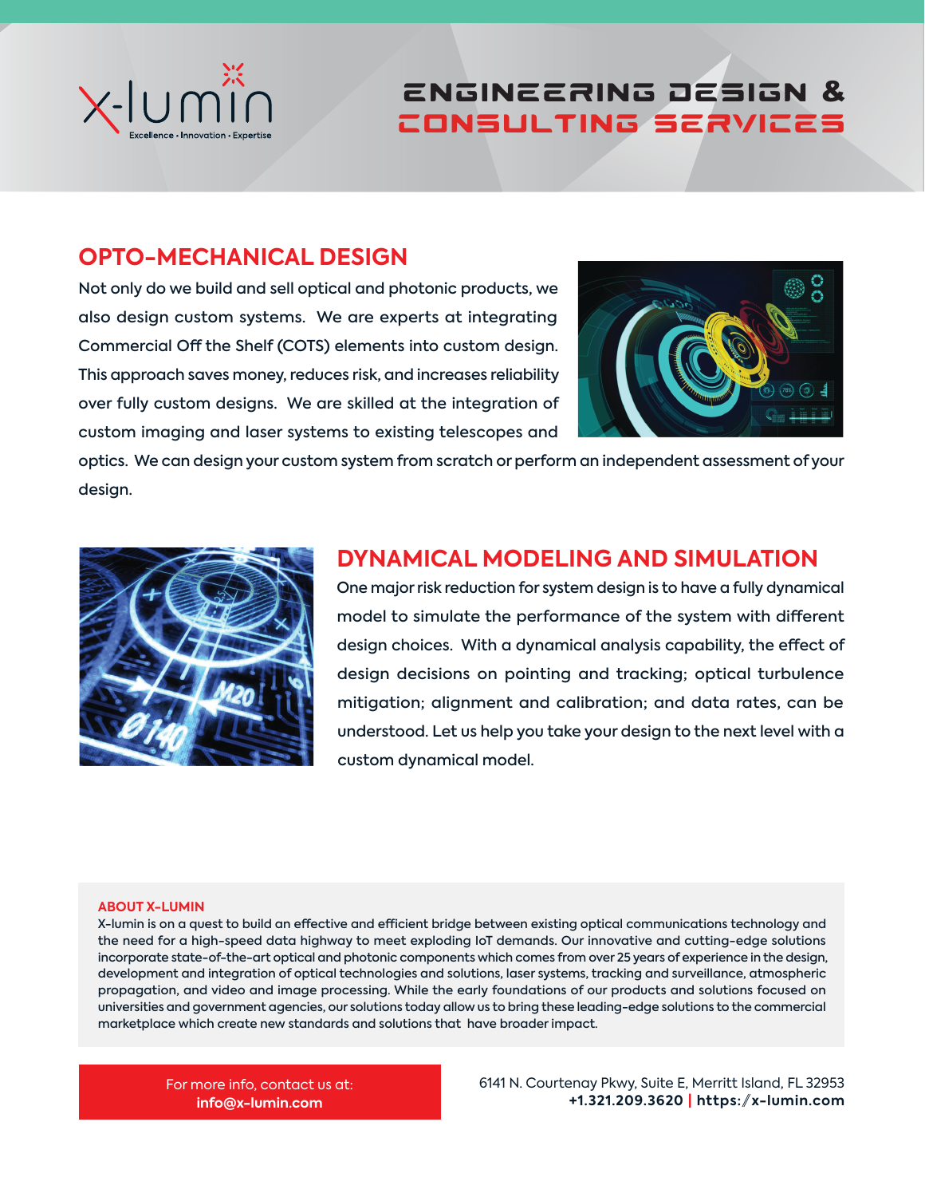x-lumin
Excellence • Innovation • Expertise

# ENGINEERING DESIGN & CONSULTING SERVICES

## OPTO-MECHANICAL DESIGN

Not only do we build and sell optical and photonic products, we also design custom systems. We are experts at integrating Commercial Off the Shelf (COTS) elements into custom design. This approach saves money, reduces risk, and increases reliability over fully custom designs. We are skilled at the integration of custom imaging and laser systems to existing telescopes and optics. We can design your custom system from scratch or perform an independent assessment of your design.

## DYNAMICAL MODELING AND SIMULATION

One major risk reduction for system design is to have a fully dynamical model to simulate the performance of the system with different design choices. With a dynamical analysis capability, the effect of design decisions on pointing and tracking; optical turbulence mitigation; alignment and calibration; and data rates, can be understood. Let us help you take your design to the next level with a custom dynamical model.

### ABOUT X-LUMIN

X-lumin is on a quest to build an effective and efficient bridge between existing optical communications technology and the need for a high-speed data highway to meet exploding IoT demands. Our innovative and cutting-edge solutions incorporate state-of-the-art optical and photonic components which comes from over 25 years of experience in the design, development and integration of optical technologies and solutions, laser systems, tracking and surveillance, atmospheric propagation, and video and image processing. While the early foundations of our products and solutions focused on universities and government agencies, our solutions today allow us to bring these leading-edge solutions to the commercial marketplace which create new standards and solutions that have broader impact.

For more info, contact us at:
**info@x-lumin.com**

6141 N. Courtenay Pkwy, Suite E, Merritt Island, FL 32953
**+1.321.209.3620 | https://x-lumin.com**